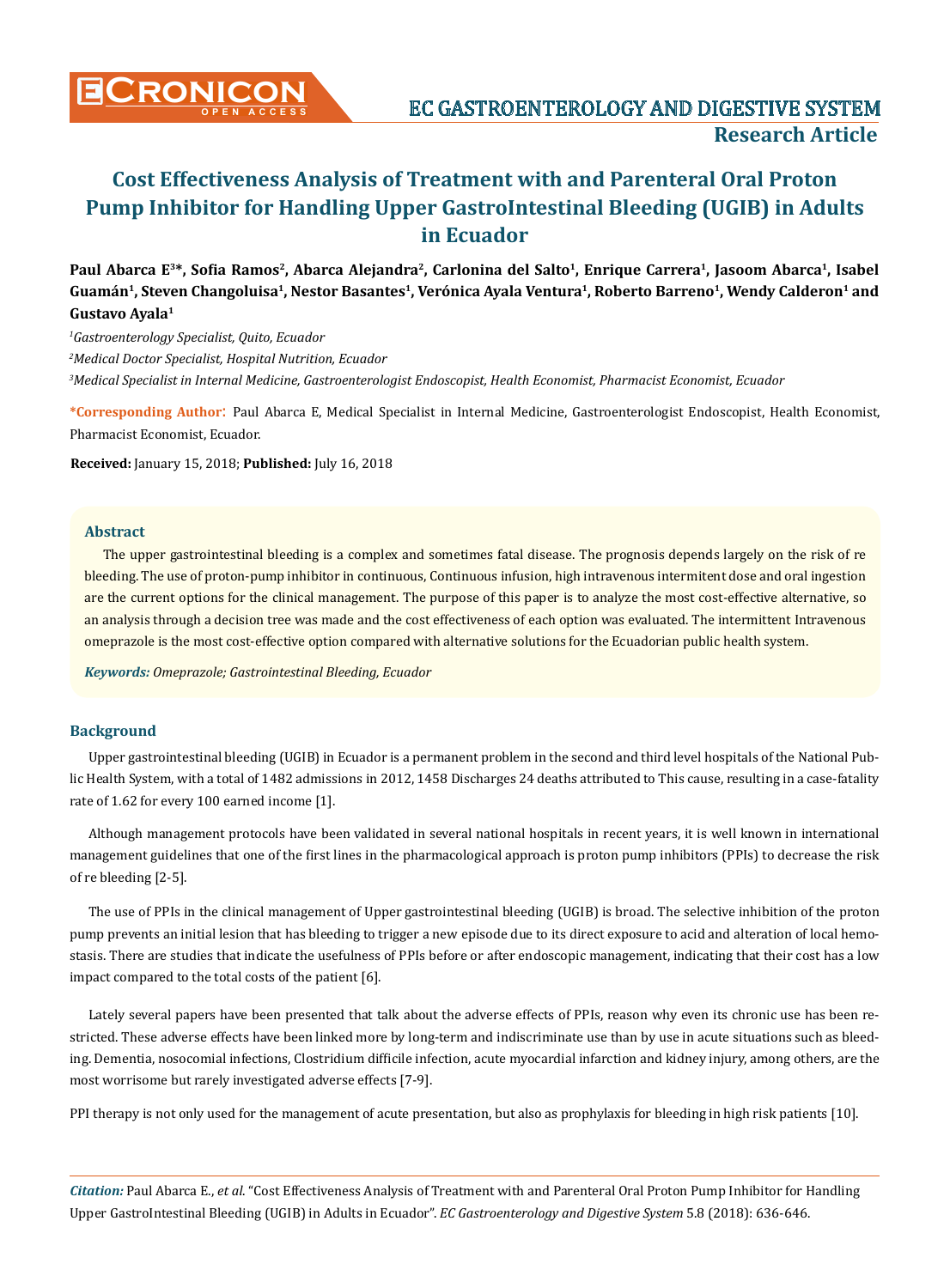# Cost Effectiveness Analysis of Treatment with and Parenteral Oral Proton Pump Inhibitor for Handling Upper GastroIntestinal Bleeding (UGIB) in Adults in Ecuador

**Paul Abarca E[3]*, Sofia Ramos[2], Abarca Alejandra[2], Carlonina del Salto[1], Enrique Carrera[1], Jasoom Abarca[1], Isabel Guamán[1], Steven Changoluisa[1], Nestor Basantes[1], Verónica Ayala Ventura[1], Roberto Barreno[1], Wendy Calderon[1] and Gustavo Ayala[1]**

[1]*Gastroenterology Specialist, Quito, Ecuador*

[2]*Medical Doctor Specialist, Hospital Nutrition, Ecuador*

[3]*Medical Specialist in Internal Medicine, Gastroenterologist Endoscopist, Health Economist, Pharmacist Economist, Ecuador*

**\*Corresponding Author**: Paul Abarca E, Medical Specialist in Internal Medicine, Gastroenterologist Endoscopist, Health Economist, Pharmacist Economist, Ecuador.

**Received:** January 15, 2018; **Published:** July 16, 2018

## Abstract

The upper gastrointestinal bleeding is a complex and sometimes fatal disease. The prognosis depends largely on the risk of re bleeding. The use of proton-pump inhibitor in continuous, Continuous infusion, high intravenous intermitent dose and oral ingestion are the current options for the clinical management. The purpose of this paper is to analyze the most cost-effective alternative, so an analysis through a decision tree was made and the cost effectiveness of each option was evaluated. The intermittent Intravenous omeprazole is the most cost-effective option compared with alternative solutions for the Ecuadorian public health system.

***Keywords:*** *Omeprazole; Gastrointestinal Bleeding, Ecuador*

## Background

Upper gastrointestinal bleeding (UGIB) in Ecuador is a permanent problem in the second and third level hospitals of the National Public Health System, with a total of 1482 admissions in 2012, 1458 Discharges 24 deaths attributed to This cause, resulting in a case-fatality rate of 1.62 for every 100 earned income [1].

Although management protocols have been validated in several national hospitals in recent years, it is well known in international management guidelines that one of the first lines in the pharmacological approach is proton pump inhibitors (PPIs) to decrease the risk of re bleeding [2-5].

The use of PPIs in the clinical management of Upper gastrointestinal bleeding (UGIB) is broad. The selective inhibition of the proton pump prevents an initial lesion that has bleeding to trigger a new episode due to its direct exposure to acid and alteration of local hemostasis. There are studies that indicate the usefulness of PPIs before or after endoscopic management, indicating that their cost has a low impact compared to the total costs of the patient [6].

Lately several papers have been presented that talk about the adverse effects of PPIs, reason why even its chronic use has been restricted. These adverse effects have been linked more by long-term and indiscriminate use than by use in acute situations such as bleeding. Dementia, nosocomial infections, Clostridium difficile infection, acute myocardial infarction and kidney injury, among others, are the most worrisome but rarely investigated adverse effects [7-9].

PPI therapy is not only used for the management of acute presentation, but also as prophylaxis for bleeding in high risk patients [10].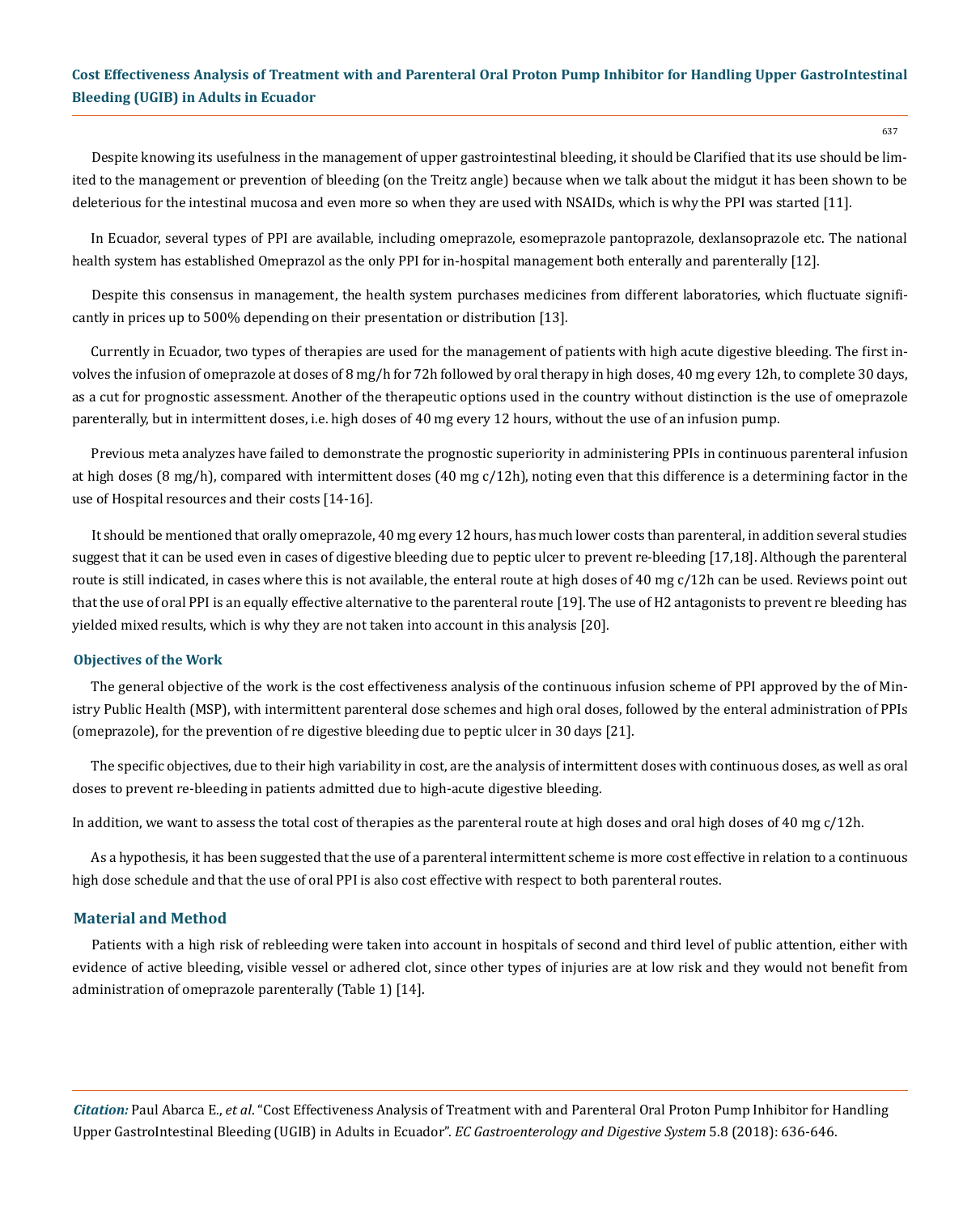Despite knowing its usefulness in the management of upper gastrointestinal bleeding, it should be Clarified that its use should be limited to the management or prevention of bleeding (on the Treitz angle) because when we talk about the midgut it has been shown to be deleterious for the intestinal mucosa and even more so when they are used with NSAIDs, which is why the PPI was started [11].

In Ecuador, several types of PPI are available, including omeprazole, esomeprazole pantoprazole, dexlansoprazole etc. The national health system has established Omeprazol as the only PPI for in-hospital management both enterally and parenterally [12].

Despite this consensus in management, the health system purchases medicines from different laboratories, which fluctuate significantly in prices up to 500% depending on their presentation or distribution [13].

Currently in Ecuador, two types of therapies are used for the management of patients with high acute digestive bleeding. The first involves the infusion of omeprazole at doses of 8 mg/h for 72h followed by oral therapy in high doses, 40 mg every 12h, to complete 30 days, as a cut for prognostic assessment. Another of the therapeutic options used in the country without distinction is the use of omeprazole parenterally, but in intermittent doses, i.e. high doses of 40 mg every 12 hours, without the use of an infusion pump.

Previous meta analyzes have failed to demonstrate the prognostic superiority in administering PPIs in continuous parenteral infusion at high doses (8 mg/h), compared with intermittent doses (40 mg c/12h), noting even that this difference is a determining factor in the use of Hospital resources and their costs [14-16].

It should be mentioned that orally omeprazole, 40 mg every 12 hours, has much lower costs than parenteral, in addition several studies suggest that it can be used even in cases of digestive bleeding due to peptic ulcer to prevent re-bleeding [17,18]. Although the parenteral route is still indicated, in cases where this is not available, the enteral route at high doses of 40 mg c/12h can be used. Reviews point out that the use of oral PPI is an equally effective alternative to the parenteral route [19]. The use of H2 antagonists to prevent re bleeding has yielded mixed results, which is why they are not taken into account in this analysis [20].

### Objectives of the Work

The general objective of the work is the cost effectiveness analysis of the continuous infusion scheme of PPI approved by the of Ministry Public Health (MSP), with intermittent parenteral dose schemes and high oral doses, followed by the enteral administration of PPIs (omeprazole), for the prevention of re digestive bleeding due to peptic ulcer in 30 days [21].

The specific objectives, due to their high variability in cost, are the analysis of intermittent doses with continuous doses, as well as oral doses to prevent re-bleeding in patients admitted due to high-acute digestive bleeding.

In addition, we want to assess the total cost of therapies as the parenteral route at high doses and oral high doses of 40 mg c/12h.

As a hypothesis, it has been suggested that the use of a parenteral intermittent scheme is more cost effective in relation to a continuous high dose schedule and that the use of oral PPI is also cost effective with respect to both parenteral routes.

## Material and Method

Patients with a high risk of rebleeding were taken into account in hospitals of second and third level of public attention, either with evidence of active bleeding, visible vessel or adhered clot, since other types of injuries are at low risk and they would not benefit from administration of omeprazole parenterally (Table 1) [14].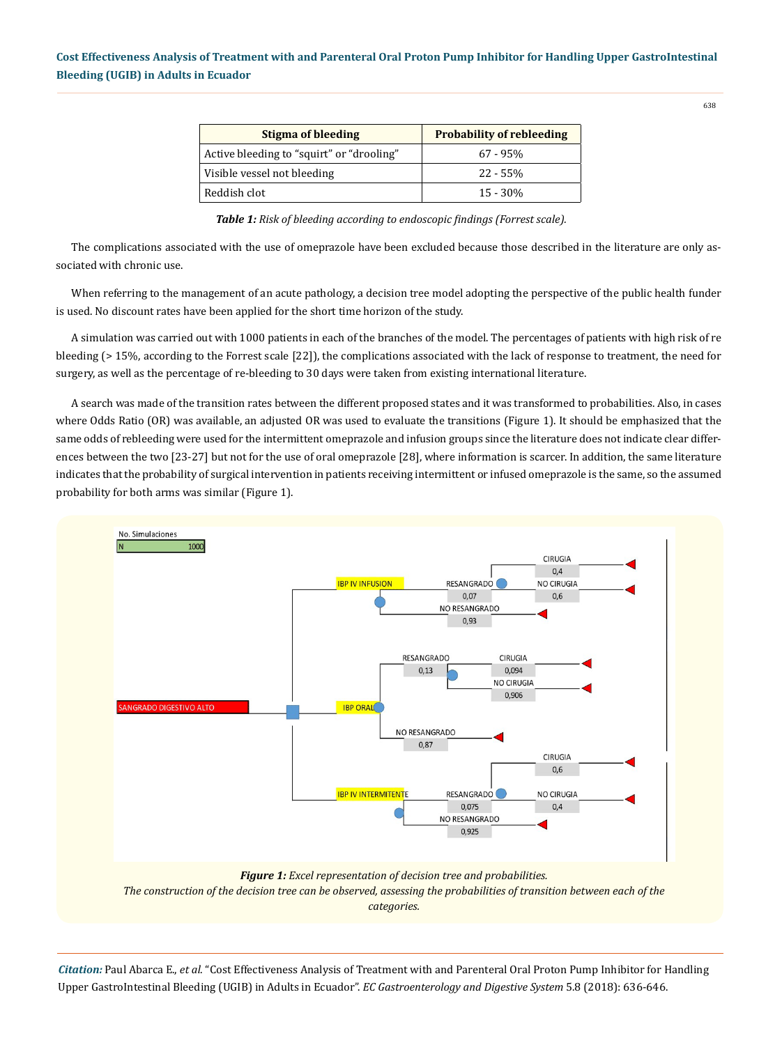| Stigma of bleeding | Probability of rebleeding |
|---|---|
| Active bleeding to "squirt" or "drooling" | 67 - 95% |
| Visible vessel not bleeding | 22 - 55% |
| Reddish clot | 15 - 30% |

***Table 1:*** *Risk of bleeding according to endoscopic findings (Forrest scale).*

The complications associated with the use of omeprazole have been excluded because those described in the literature are only associated with chronic use.

When referring to the management of an acute pathology, a decision tree model adopting the perspective of the public health funder is used. No discount rates have been applied for the short time horizon of the study.

A simulation was carried out with 1000 patients in each of the branches of the model. The percentages of patients with high risk of re bleeding (> 15%, according to the Forrest scale [22]), the complications associated with the lack of response to treatment, the need for surgery, as well as the percentage of re-bleeding to 30 days were taken from existing international literature.

A search was made of the transition rates between the different proposed states and it was transformed to probabilities. Also, in cases where Odds Ratio (OR) was available, an adjusted OR was used to evaluate the transitions (Figure 1). It should be emphasized that the same odds of rebleeding were used for the intermittent omeprazole and infusion groups since the literature does not indicate clear differences between the two [23-27] but not for the use of oral omeprazole [28], where information is scarcer. In addition, the same literature indicates that the probability of surgical intervention in patients receiving intermittent or infused omeprazole is the same, so the assumed probability for both arms was similar (Figure 1).

***Figure 1:*** *Excel representation of decision tree and probabilities.*
*The construction of the decision tree can be observed, assessing the probabilities of transition between each of the categories.*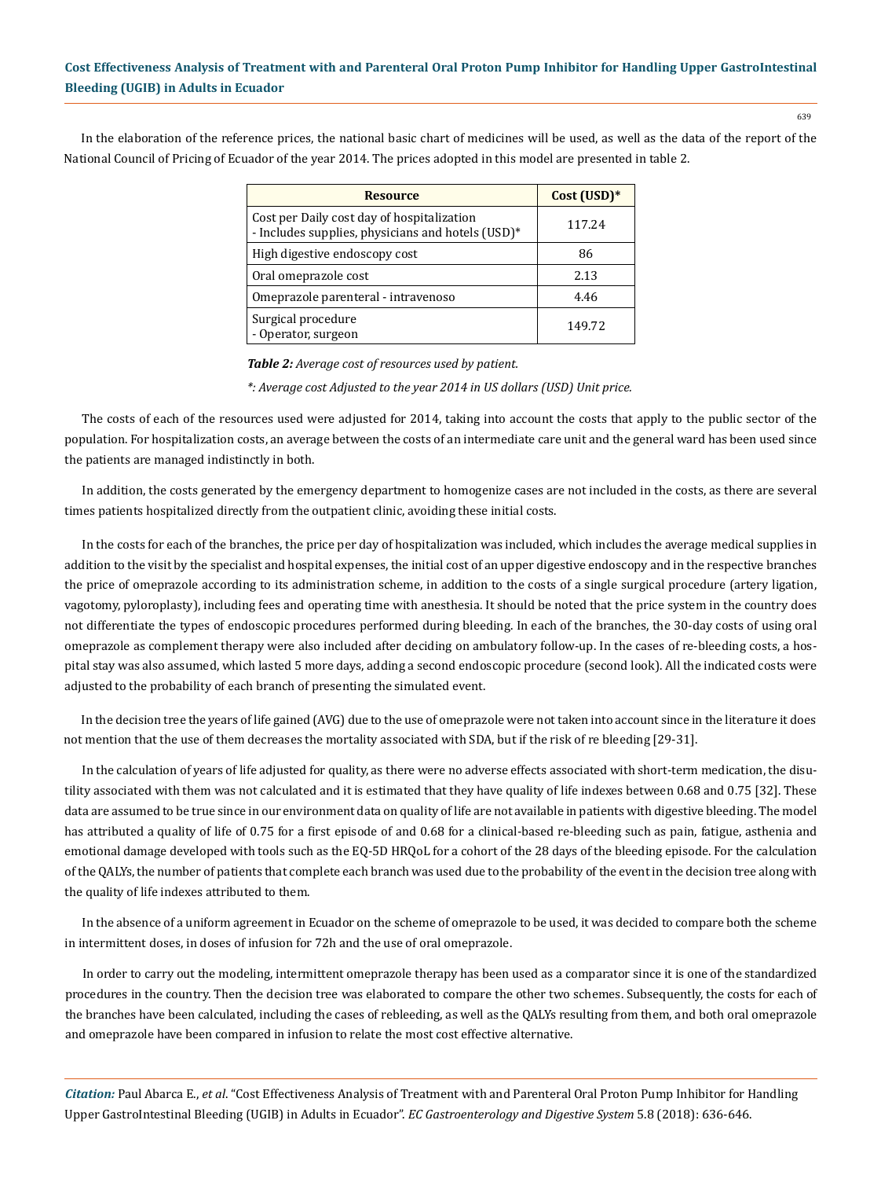In the elaboration of the reference prices, the national basic chart of medicines will be used, as well as the data of the report of the National Council of Pricing of Ecuador of the year 2014. The prices adopted in this model are presented in table 2.

| Resource | Cost (USD)* |
|---|---|
| Cost per Daily cost day of hospitalization<br>- Includes supplies, physicians and hotels (USD)* | 117.24 |
| High digestive endoscopy cost | 86 |
| Oral omeprazole cost | 2.13 |
| Omeprazole parenteral - intravenoso | 4.46 |
| Surgical procedure<br>- Operator, surgeon | 149.72 |

***Table 2:*** *Average cost of resources used by patient.*

*\*: Average cost Adjusted to the year 2014 in US dollars (USD) Unit price.*

The costs of each of the resources used were adjusted for 2014, taking into account the costs that apply to the public sector of the population. For hospitalization costs, an average between the costs of an intermediate care unit and the general ward has been used since the patients are managed indistinctly in both.

In addition, the costs generated by the emergency department to homogenize cases are not included in the costs, as there are several times patients hospitalized directly from the outpatient clinic, avoiding these initial costs.

In the costs for each of the branches, the price per day of hospitalization was included, which includes the average medical supplies in addition to the visit by the specialist and hospital expenses, the initial cost of an upper digestive endoscopy and in the respective branches the price of omeprazole according to its administration scheme, in addition to the costs of a single surgical procedure (artery ligation, vagotomy, pyloroplasty), including fees and operating time with anesthesia. It should be noted that the price system in the country does not differentiate the types of endoscopic procedures performed during bleeding. In each of the branches, the 30-day costs of using oral omeprazole as complement therapy were also included after deciding on ambulatory follow-up. In the cases of re-bleeding costs, a hospital stay was also assumed, which lasted 5 more days, adding a second endoscopic procedure (second look). All the indicated costs were adjusted to the probability of each branch of presenting the simulated event.

In the decision tree the years of life gained (AVG) due to the use of omeprazole were not taken into account since in the literature it does not mention that the use of them decreases the mortality associated with SDA, but if the risk of re bleeding [29-31].

In the calculation of years of life adjusted for quality, as there were no adverse effects associated with short-term medication, the disutility associated with them was not calculated and it is estimated that they have quality of life indexes between 0.68 and 0.75 [32]. These data are assumed to be true since in our environment data on quality of life are not available in patients with digestive bleeding. The model has attributed a quality of life of 0.75 for a first episode of and 0.68 for a clinical-based re-bleeding such as pain, fatigue, asthenia and emotional damage developed with tools such as the EQ-5D HRQoL for a cohort of the 28 days of the bleeding episode. For the calculation of the QALYs, the number of patients that complete each branch was used due to the probability of the event in the decision tree along with the quality of life indexes attributed to them.

In the absence of a uniform agreement in Ecuador on the scheme of omeprazole to be used, it was decided to compare both the scheme in intermittent doses, in doses of infusion for 72h and the use of oral omeprazole.

In order to carry out the modeling, intermittent omeprazole therapy has been used as a comparator since it is one of the standardized procedures in the country. Then the decision tree was elaborated to compare the other two schemes. Subsequently, the costs for each of the branches have been calculated, including the cases of rebleeding, as well as the QALYs resulting from them, and both oral omeprazole and omeprazole have been compared in infusion to relate the most cost effective alternative.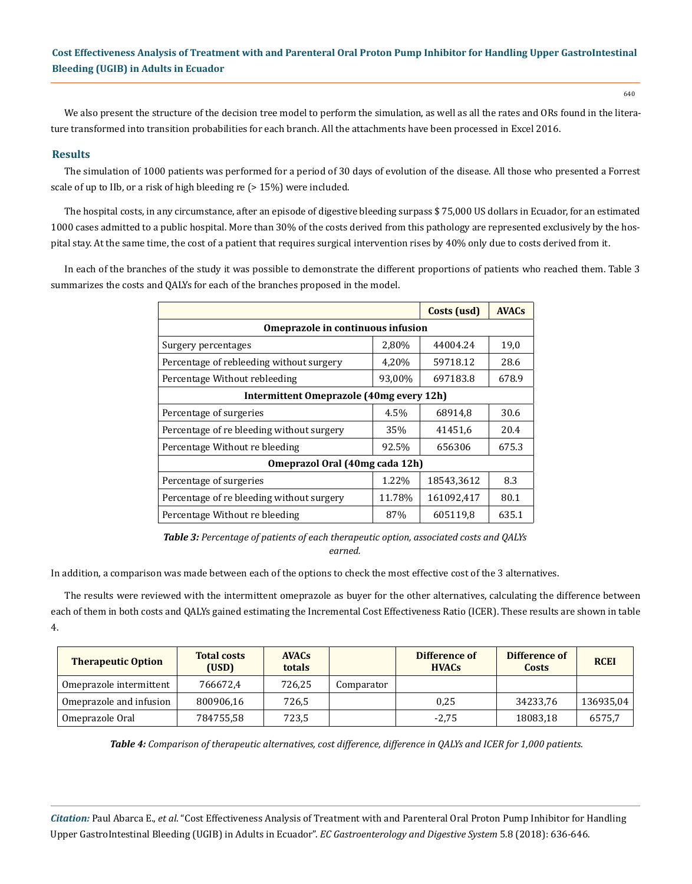We also present the structure of the decision tree model to perform the simulation, as well as all the rates and ORs found in the literature transformed into transition probabilities for each branch. All the attachments have been processed in Excel 2016.

## Results

The simulation of 1000 patients was performed for a period of 30 days of evolution of the disease. All those who presented a Forrest scale of up to IIb, or a risk of high bleeding re (> 15%) were included.

The hospital costs, in any circumstance, after an episode of digestive bleeding surpass $ 75,000 US dollars in Ecuador, for an estimated 1000 cases admitted to a public hospital. More than 30% of the costs derived from this pathology are represented exclusively by the hospital stay. At the same time, the cost of a patient that requires surgical intervention rises by 40% only due to costs derived from it.

In each of the branches of the study it was possible to demonstrate the different proportions of patients who reached them. Table 3 summarizes the costs and QALYs for each of the branches proposed in the model.

| | | Costs (usd) | AVACs |
|---|---|---|---|
| **Omeprazole in continuous infusion** | | | |
| Surgery percentages | 2,80% | 44004.24 | 19,0 |
| Percentage of rebleeding without surgery | 4,20% | 59718.12 | 28.6 |
| Percentage Without rebleeding | 93,00% | 697183.8 | 678.9 |
| **Intermittent Omeprazole (40mg every 12h)** | | | |
| Percentage of surgeries | 4.5% | 68914,8 | 30.6 |
| Percentage of re bleeding without surgery | 35% | 41451,6 | 20.4 |
| Percentage Without re bleeding | 92.5% | 656306 | 675.3 |
| **Omeprazol Oral (40mg cada 12h)** | | | |
| Percentage of surgeries | 1.22% | 18543,3612 | 8.3 |
| Percentage of re bleeding without surgery | 11.78% | 161092,417 | 80.1 |
| Percentage Without re bleeding | 87% | 605119,8 | 635.1 |

***Table 3:*** *Percentage of patients of each therapeutic option, associated costs and QALYs earned.*

In addition, a comparison was made between each of the options to check the most effective cost of the 3 alternatives.

The results were reviewed with the intermittent omeprazole as buyer for the other alternatives, calculating the difference between each of them in both costs and QALYs gained estimating the Incremental Cost Effectiveness Ratio (ICER). These results are shown in table 4.

| Therapeutic Option | Total costs (USD) | AVACs totals | | Difference of HVACs | Difference of Costs | RCEI |
|---|---|---|---|---|---|---|
| Omeprazole intermittent | 766672,4 | 726,25 | Comparator | | | |
| Omeprazole and infusion | 800906,16 | 726,5 | | 0,25 | 34233,76 | 136935,04 |
| Omeprazole Oral | 784755,58 | 723,5 | | -2,75 | 18083,18 | 6575,7 |

***Table 4:*** *Comparison of therapeutic alternatives, cost difference, difference in QALYs and ICER for 1,000 patients.*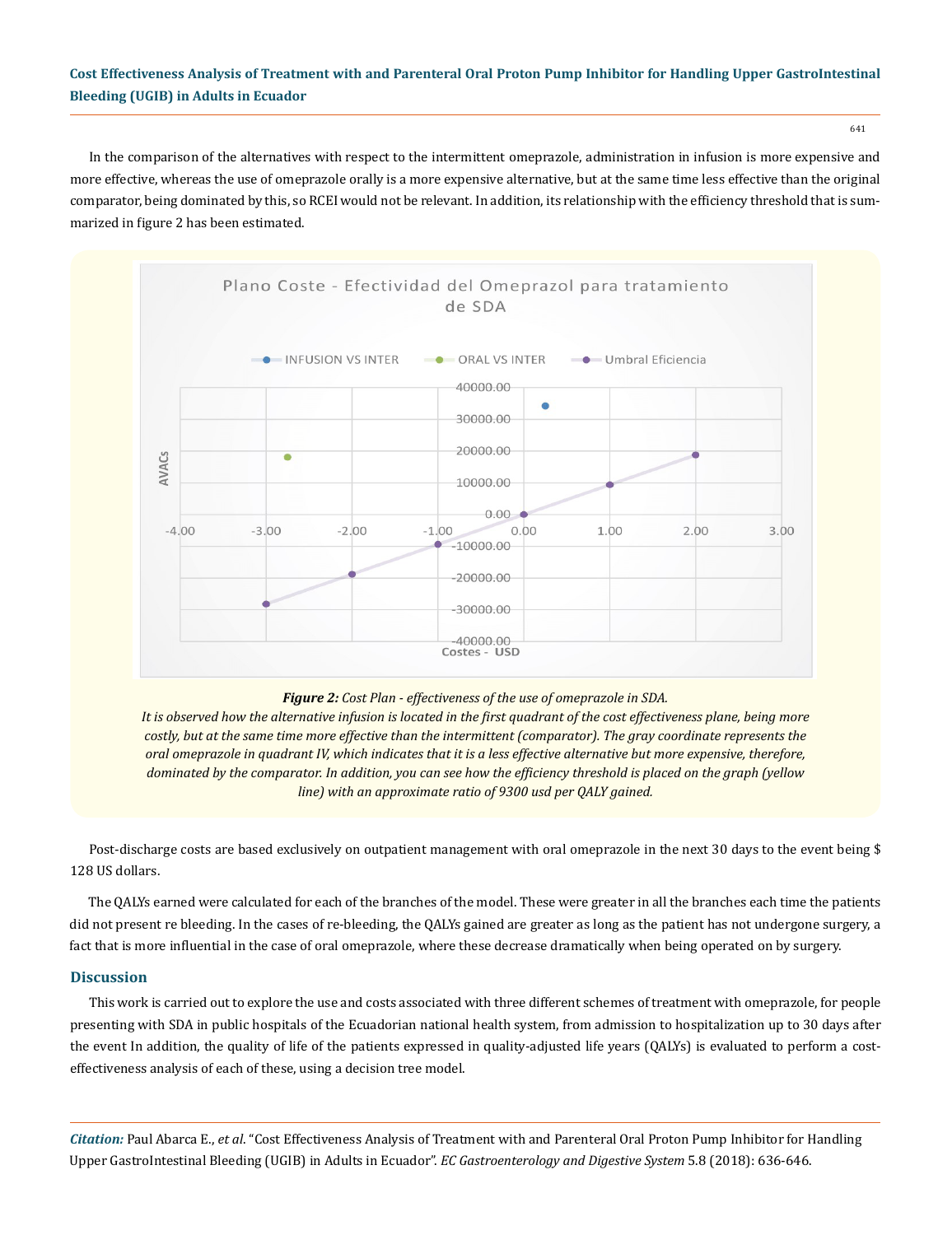In the comparison of the alternatives with respect to the intermittent omeprazole, administration in infusion is more expensive and more effective, whereas the use of omeprazole orally is a more expensive alternative, but at the same time less effective than the original comparator, being dominated by this, so RCEI would not be relevant. In addition, its relationship with the efficiency threshold that is summarized in figure 2 has been estimated.

***Figure 2:*** *Cost Plan - effectiveness of the use of omeprazole in SDA.*
*It is observed how the alternative infusion is located in the first quadrant of the cost effectiveness plane, being more costly, but at the same time more effective than the intermittent (comparator). The gray coordinate represents the oral omeprazole in quadrant IV, which indicates that it is a less effective alternative but more expensive, therefore, dominated by the comparator. In addition, you can see how the efficiency threshold is placed on the graph (yellow line) with an approximate ratio of 9300 usd per QALY gained.*

Post-discharge costs are based exclusively on outpatient management with oral omeprazole in the next 30 days to the event being $ 128 US dollars.

The QALYs earned were calculated for each of the branches of the model. These were greater in all the branches each time the patients did not present re bleeding. In the cases of re-bleeding, the QALYs gained are greater as long as the patient has not undergone surgery, a fact that is more influential in the case of oral omeprazole, where these decrease dramatically when being operated on by surgery.

## Discussion

This work is carried out to explore the use and costs associated with three different schemes of treatment with omeprazole, for people presenting with SDA in public hospitals of the Ecuadorian national health system, from admission to hospitalization up to 30 days after the event In addition, the quality of life of the patients expressed in quality-adjusted life years (QALYs) is evaluated to perform a cost-effectiveness analysis of each of these, using a decision tree model.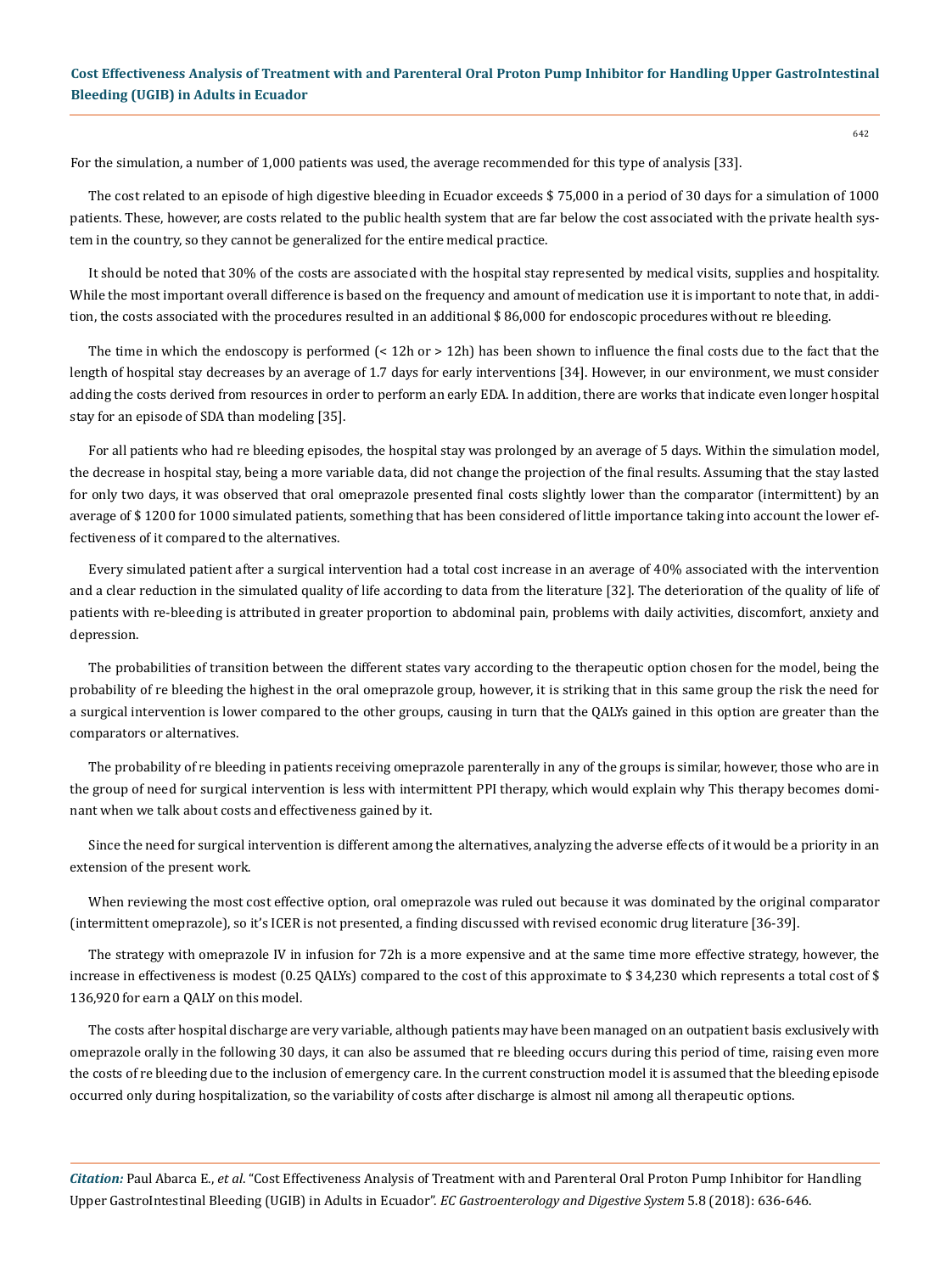For the simulation, a number of 1,000 patients was used, the average recommended for this type of analysis [33].

The cost related to an episode of high digestive bleeding in Ecuador exceeds $ 75,000 in a period of 30 days for a simulation of 1000 patients. These, however, are costs related to the public health system that are far below the cost associated with the private health system in the country, so they cannot be generalized for the entire medical practice.

It should be noted that 30% of the costs are associated with the hospital stay represented by medical visits, supplies and hospitality. While the most important overall difference is based on the frequency and amount of medication use it is important to note that, in addition, the costs associated with the procedures resulted in an additional $ 86,000 for endoscopic procedures without re bleeding.

The time in which the endoscopy is performed (< 12h or > 12h) has been shown to influence the final costs due to the fact that the length of hospital stay decreases by an average of 1.7 days for early interventions [34]. However, in our environment, we must consider adding the costs derived from resources in order to perform an early EDA. In addition, there are works that indicate even longer hospital stay for an episode of SDA than modeling [35].

For all patients who had re bleeding episodes, the hospital stay was prolonged by an average of 5 days. Within the simulation model, the decrease in hospital stay, being a more variable data, did not change the projection of the final results. Assuming that the stay lasted for only two days, it was observed that oral omeprazole presented final costs slightly lower than the comparator (intermittent) by an average of $ 1200 for 1000 simulated patients, something that has been considered of little importance taking into account the lower effectiveness of it compared to the alternatives.

Every simulated patient after a surgical intervention had a total cost increase in an average of 40% associated with the intervention and a clear reduction in the simulated quality of life according to data from the literature [32]. The deterioration of the quality of life of patients with re-bleeding is attributed in greater proportion to abdominal pain, problems with daily activities, discomfort, anxiety and depression.

The probabilities of transition between the different states vary according to the therapeutic option chosen for the model, being the probability of re bleeding the highest in the oral omeprazole group, however, it is striking that in this same group the risk the need for a surgical intervention is lower compared to the other groups, causing in turn that the QALYs gained in this option are greater than the comparators or alternatives.

The probability of re bleeding in patients receiving omeprazole parenterally in any of the groups is similar, however, those who are in the group of need for surgical intervention is less with intermittent PPI therapy, which would explain why This therapy becomes dominant when we talk about costs and effectiveness gained by it.

Since the need for surgical intervention is different among the alternatives, analyzing the adverse effects of it would be a priority in an extension of the present work.

When reviewing the most cost effective option, oral omeprazole was ruled out because it was dominated by the original comparator (intermittent omeprazole), so it's ICER is not presented, a finding discussed with revised economic drug literature [36-39].

The strategy with omeprazole IV in infusion for 72h is a more expensive and at the same time more effective strategy, however, the increase in effectiveness is modest (0.25 QALYs) compared to the cost of this approximate to $ 34,230 which represents a total cost of $ 136,920 for earn a QALY on this model.

The costs after hospital discharge are very variable, although patients may have been managed on an outpatient basis exclusively with omeprazole orally in the following 30 days, it can also be assumed that re bleeding occurs during this period of time, raising even more the costs of re bleeding due to the inclusion of emergency care. In the current construction model it is assumed that the bleeding episode occurred only during hospitalization, so the variability of costs after discharge is almost nil among all therapeutic options.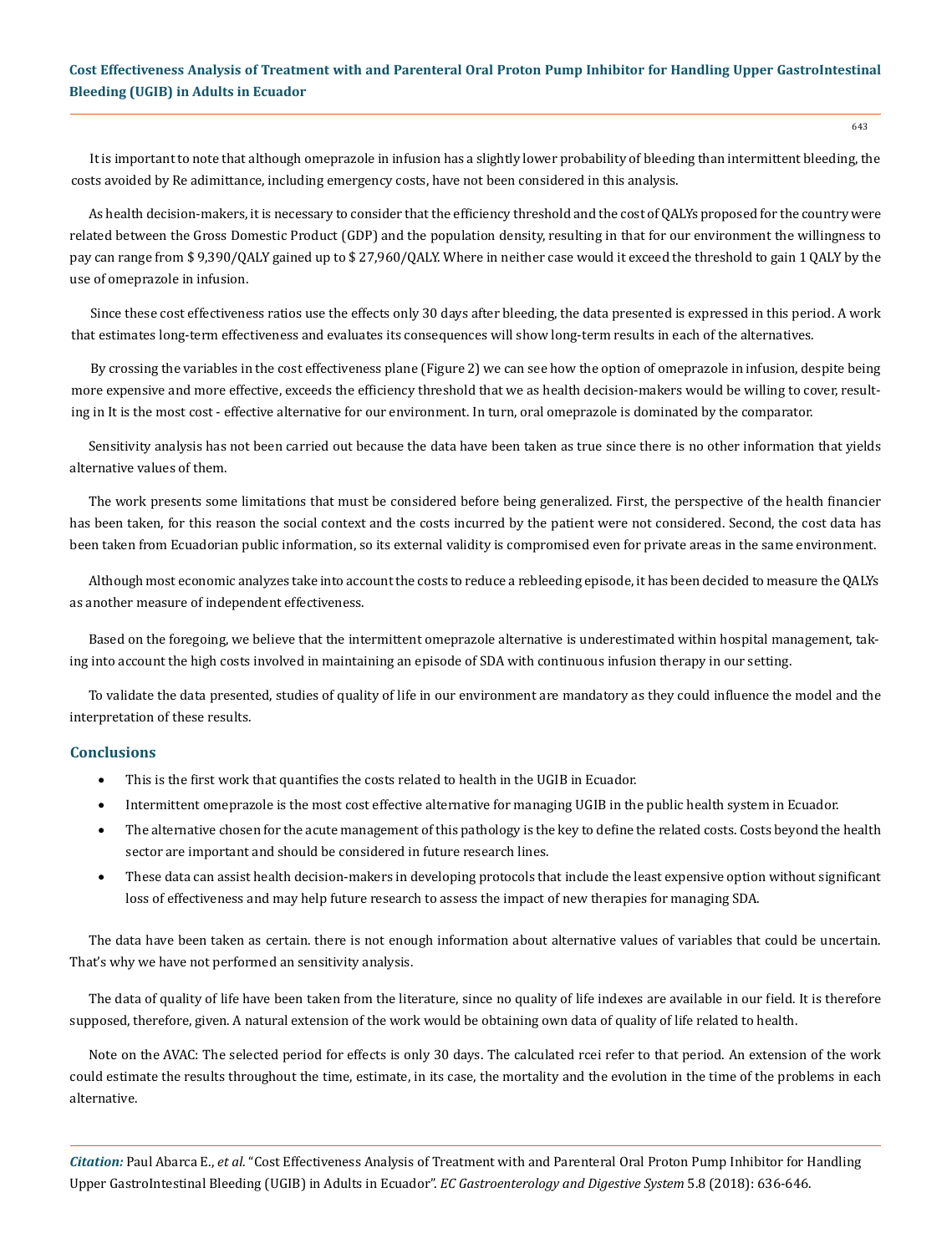It is important to note that although omeprazole in infusion has a slightly lower probability of bleeding than intermittent bleeding, the costs avoided by Re adimittance, including emergency costs, have not been considered in this analysis.

As health decision-makers, it is necessary to consider that the efficiency threshold and the cost of QALYs proposed for the country were related between the Gross Domestic Product (GDP) and the population density, resulting in that for our environment the willingness to pay can range from $ 9,390/QALY gained up to $ 27,960/QALY. Where in neither case would it exceed the threshold to gain 1 QALY by the use of omeprazole in infusion.

Since these cost effectiveness ratios use the effects only 30 days after bleeding, the data presented is expressed in this period. A work that estimates long-term effectiveness and evaluates its consequences will show long-term results in each of the alternatives.

By crossing the variables in the cost effectiveness plane (Figure 2) we can see how the option of omeprazole in infusion, despite being more expensive and more effective, exceeds the efficiency threshold that we as health decision-makers would be willing to cover, resulting in It is the most cost - effective alternative for our environment. In turn, oral omeprazole is dominated by the comparator.

Sensitivity analysis has not been carried out because the data have been taken as true since there is no other information that yields alternative values of them.

The work presents some limitations that must be considered before being generalized. First, the perspective of the health financier has been taken, for this reason the social context and the costs incurred by the patient were not considered. Second, the cost data has been taken from Ecuadorian public information, so its external validity is compromised even for private areas in the same environment.

Although most economic analyzes take into account the costs to reduce a rebleeding episode, it has been decided to measure the QALYs as another measure of independent effectiveness.

Based on the foregoing, we believe that the intermittent omeprazole alternative is underestimated within hospital management, taking into account the high costs involved in maintaining an episode of SDA with continuous infusion therapy in our setting.

To validate the data presented, studies of quality of life in our environment are mandatory as they could influence the model and the interpretation of these results.

## Conclusions

- This is the first work that quantifies the costs related to health in the UGIB in Ecuador.
- Intermittent omeprazole is the most cost effective alternative for managing UGIB in the public health system in Ecuador.
- The alternative chosen for the acute management of this pathology is the key to define the related costs. Costs beyond the health sector are important and should be considered in future research lines.
- These data can assist health decision-makers in developing protocols that include the least expensive option without significant loss of effectiveness and may help future research to assess the impact of new therapies for managing SDA.

The data have been taken as certain. there is not enough information about alternative values of variables that could be uncertain. That's why we have not performed an sensitivity analysis.

The data of quality of life have been taken from the literature, since no quality of life indexes are available in our field. It is therefore supposed, therefore, given. A natural extension of the work would be obtaining own data of quality of life related to health.

Note on the AVAC: The selected period for effects is only 30 days. The calculated rcei refer to that period. An extension of the work could estimate the results throughout the time, estimate, in its case, the mortality and the evolution in the time of the problems in each alternative.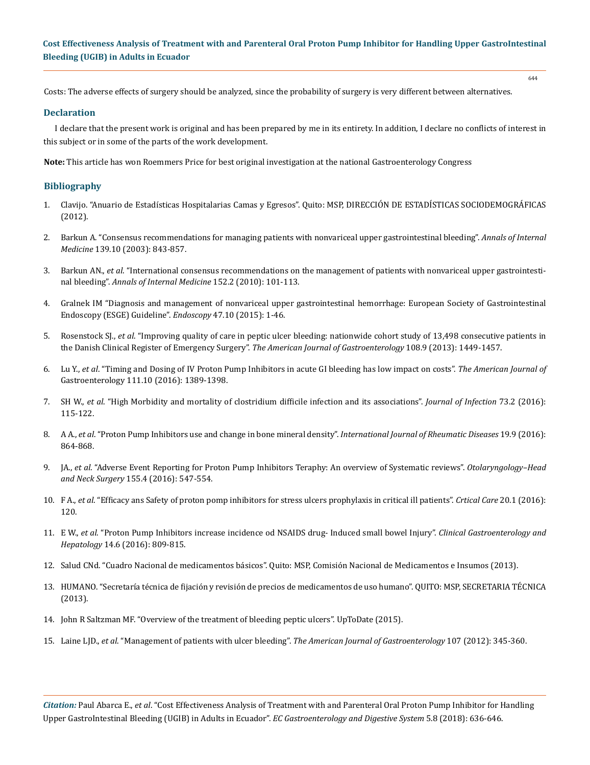Costs: The adverse effects of surgery should be analyzed, since the probability of surgery is very different between alternatives.

## Declaration

I declare that the present work is original and has been prepared by me in its entirety. In addition, I declare no conflicts of interest in this subject or in some of the parts of the work development.

**Note:** This article has won Roemmers Price for best original investigation at the national Gastroenterology Congress

## Bibliography

1. Clavijo. "Anuario de Estadísticas Hospitalarias Camas y Egresos". Quito: MSP, DIRECCIÓN DE ESTADÍSTICAS SOCIODEMOGRÁFICAS (2012).
2. Barkun A. "Consensus recommendations for managing patients with nonvariceal upper gastrointestinal bleeding". *Annals of Internal Medicine* 139.10 (2003): 843-857.
3. Barkun AN., *et al*. "International consensus recommendations on the management of patients with nonvariceal upper gastrointestinal bleeding". *Annals of Internal Medicine* 152.2 (2010): 101-113.
4. Gralnek IM "Diagnosis and management of nonvariceal upper gastrointestinal hemorrhage: European Society of Gastrointestinal Endoscopy (ESGE) Guideline". *Endoscopy* 47.10 (2015): 1-46.
5. Rosenstock SJ., *et al*. "Improving quality of care in peptic ulcer bleeding: nationwide cohort study of 13,498 consecutive patients in the Danish Clinical Register of Emergency Surgery". *The American Journal of Gastroenterology* 108.9 (2013): 1449-1457.
6. Lu Y., *et al*. "Timing and Dosing of IV Proton Pump Inhibitors in acute GI bleeding has low impact on costs". *The American Journal of* Gastroenterology 111.10 (2016): 1389-1398.
7. SH W., *et al*. "High Morbidity and mortality of clostridium difficile infection and its associations". *Journal of Infection* 73.2 (2016): 115-122.
8. A A., *et al*. "Proton Pump Inhibitors use and change in bone mineral density". *International Journal of Rheumatic Diseases* 19.9 (2016): 864-868.
9. JA., *et al*. "Adverse Event Reporting for Proton Pump Inhibitors Teraphy: An overview of Systematic reviews". *Otolaryngology–Head and Neck Surgery* 155.4 (2016): 547-554.
10. F A., *et al*. "Efficacy ans Safety of proton pomp inhibitors for stress ulcers prophylaxis in critical ill patients". *Crtical Care* 20.1 (2016): 120.
11. E W., *et al*. "Proton Pump Inhibitors increase incidence od NSAIDS drug- Induced small bowel Injury". *Clinical Gastroenterology and Hepatology* 14.6 (2016): 809-815.
12. Salud CNd. "Cuadro Nacional de medicamentos básicos". Quito: MSP, Comisión Nacional de Medicamentos e Insumos (2013).
13. HUMANO. "Secretaría técnica de fijación y revisión de precios de medicamentos de uso humano". QUITO: MSP, SECRETARIA TÉCNICA (2013).
14. John R Saltzman MF. "Overview of the treatment of bleeding peptic ulcers". UpToDate (2015).
15. Laine LJD., *et al*. "Management of patients with ulcer bleeding". *The American Journal of Gastroenterology* 107 (2012): 345-360.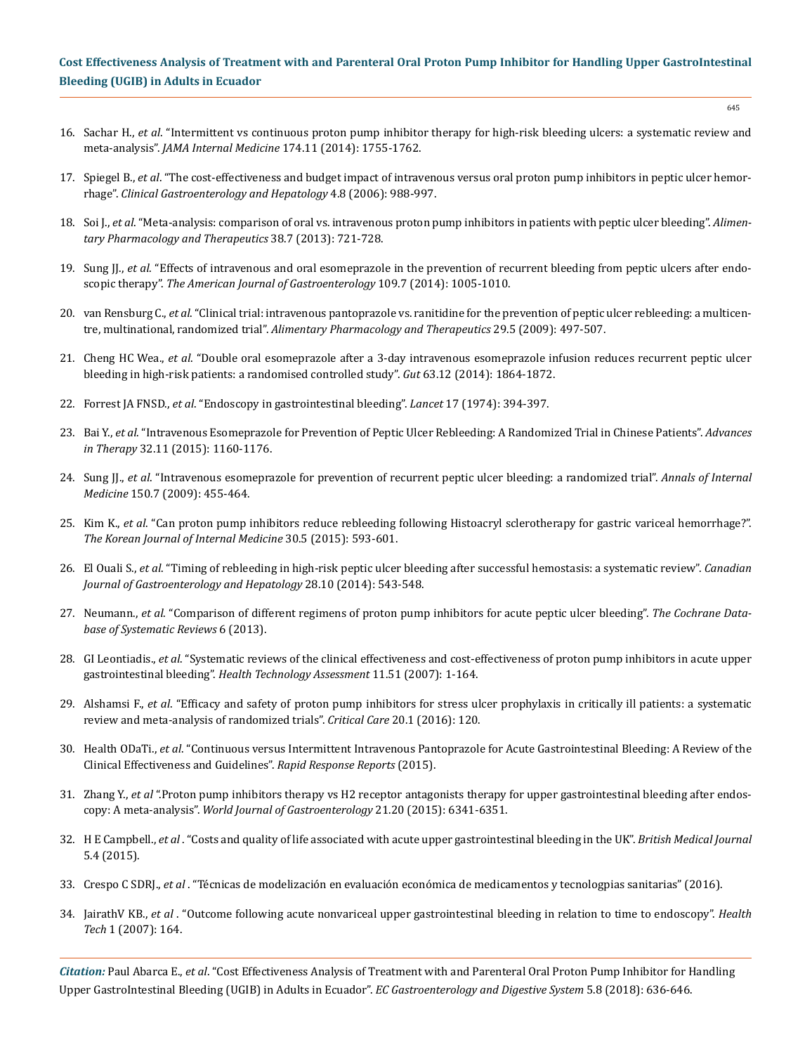16. Sachar H., *et al*. "Intermittent vs continuous proton pump inhibitor therapy for high-risk bleeding ulcers: a systematic review and meta-analysis". *JAMA Internal Medicine* 174.11 (2014): 1755-1762.

17. Spiegel B., *et al*. "The cost-effectiveness and budget impact of intravenous versus oral proton pump inhibitors in peptic ulcer hemorrhage". *Clinical Gastroenterology and Hepatology* 4.8 (2006): 988-997.

18. Soi J., *et al*. "Meta-analysis: comparison of oral vs. intravenous proton pump inhibitors in patients with peptic ulcer bleeding". *Alimentary Pharmacology and Therapeutics* 38.7 (2013): 721-728.

19. Sung JJ., *et al*. "Effects of intravenous and oral esomeprazole in the prevention of recurrent bleeding from peptic ulcers after endoscopic therapy". *The American Journal of Gastroenterology* 109.7 (2014): 1005-1010.

20. van Rensburg C., *et al*. "Clinical trial: intravenous pantoprazole vs. ranitidine for the prevention of peptic ulcer rebleeding: a multicentre, multinational, randomized trial". *Alimentary Pharmacology and Therapeutics* 29.5 (2009): 497-507.

21. Cheng HC Wea., *et al*. "Double oral esomeprazole after a 3-day intravenous esomeprazole infusion reduces recurrent peptic ulcer bleeding in high-risk patients: a randomised controlled study". *Gut* 63.12 (2014): 1864-1872.

22. Forrest JA FNSD., *et al*. "Endoscopy in gastrointestinal bleeding". *Lancet* 17 (1974): 394-397.

23. Bai Y., *et al*. "Intravenous Esomeprazole for Prevention of Peptic Ulcer Rebleeding: A Randomized Trial in Chinese Patients". *Advances in Therapy* 32.11 (2015): 1160-1176.

24. Sung JJ., *et al*. "Intravenous esomeprazole for prevention of recurrent peptic ulcer bleeding: a randomized trial". *Annals of Internal Medicine* 150.7 (2009): 455-464.

25. Kim K., *et al*. "Can proton pump inhibitors reduce rebleeding following Histoacryl sclerotherapy for gastric variceal hemorrhage?". *The Korean Journal of Internal Medicine* 30.5 (2015): 593-601.

26. El Ouali S., *et al*. "Timing of rebleeding in high-risk peptic ulcer bleeding after successful hemostasis: a systematic review". *Canadian Journal of Gastroenterology and Hepatology* 28.10 (2014): 543-548.

27. Neumann., *et al*. "Comparison of different regimens of proton pump inhibitors for acute peptic ulcer bleeding". *The Cochrane Database of Systematic Reviews* 6 (2013).

28. GI Leontiadis., *et al*. "Systematic reviews of the clinical effectiveness and cost-effectiveness of proton pump inhibitors in acute upper gastrointestinal bleeding". *Health Technology Assessment* 11.51 (2007): 1-164.

29. Alshamsi F., *et al*. "Efficacy and safety of proton pump inhibitors for stress ulcer prophylaxis in critically ill patients: a systematic review and meta-analysis of randomized trials". *Critical Care* 20.1 (2016): 120.

30. Health ODaTi., *et al*. "Continuous versus Intermittent Intravenous Pantoprazole for Acute Gastrointestinal Bleeding: A Review of the Clinical Effectiveness and Guidelines". *Rapid Response Reports* (2015).

31. Zhang Y., *et al* ".Proton pump inhibitors therapy vs H2 receptor antagonists therapy for upper gastrointestinal bleeding after endoscopy: A meta-analysis". *World Journal of Gastroenterology* 21.20 (2015): 6341-6351.

32. H E Campbell., *et al* . "Costs and quality of life associated with acute upper gastrointestinal bleeding in the UK". *British Medical Journal* 5.4 (2015).

33. Crespo C SDRJ., *et al* . "Técnicas de modelización en evaluación económica de medicamentos y tecnologpias sanitarias" (2016).

34. JairathV KB., *et al* . "Outcome following acute nonvariceal upper gastrointestinal bleeding in relation to time to endoscopy". *Health Tech* 1 (2007): 164.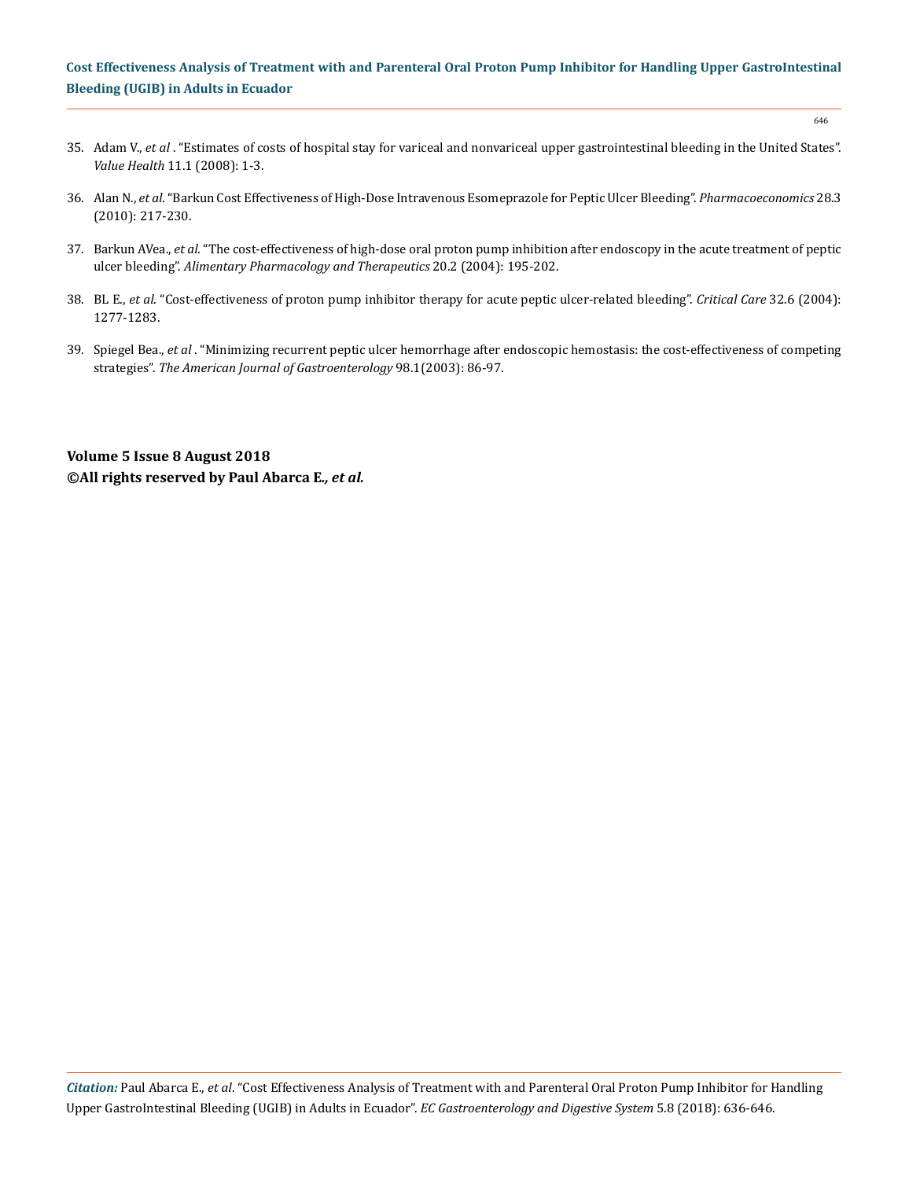35. Adam V., *et al* . "Estimates of costs of hospital stay for variceal and nonvariceal upper gastrointestinal bleeding in the United States". *Value Health* 11.1 (2008): 1-3.

36. Alan N., *et al*. "Barkun Cost Effectiveness of High-Dose Intravenous Esomeprazole for Peptic Ulcer Bleeding". *Pharmacoeconomics* 28.3 (2010): 217-230.

37. Barkun AVea., *et al*. "The cost-effectiveness of high-dose oral proton pump inhibition after endoscopy in the acute treatment of peptic ulcer bleeding". *Alimentary Pharmacology and Therapeutics* 20.2 (2004): 195-202.

38. BL E., *et al*. "Cost-effectiveness of proton pump inhibitor therapy for acute peptic ulcer-related bleeding". *Critical Care* 32.6 (2004): 1277-1283.

39. Spiegel Bea., *et al* . "Minimizing recurrent peptic ulcer hemorrhage after endoscopic hemostasis: the cost-effectiveness of competing strategies". *The American Journal of Gastroenterology* 98.1(2003): 86-97.

**Volume 5 Issue 8 August 2018**
**©All rights reserved by Paul Abarca E., *et al.***